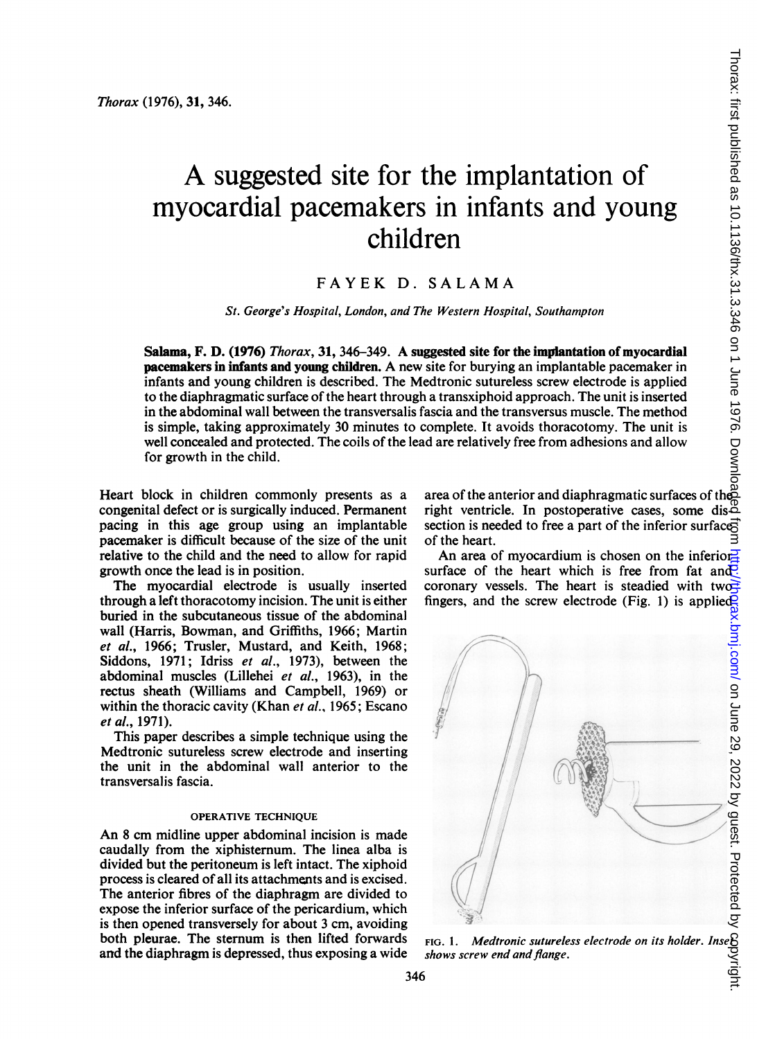Thorax (1976), 31, 346.

# A suggested site for the implantation of myocardial pacemakers in infants and young children

FAYEK D. SALAMA

*St. George's Hospital, London, and The Western Hospital, Southampton*

**Salama, F. D. (1976)** *Thorax*, **31**, 346–349. **A suggested site for the implantation of myocardial pacemakers in infants and young children.** A new site for burying an implantable pacemaker in infants and young children is described. The Medtronic sutureless screw electrode is applied to the diaphragmatic surface of the heart through a transxiphoid approach. The unit is inserted in the abdominal wall between the transversalis fascia and the transversus muscle. The method is simple, taking approximately 30 minutes to complete. It avoids thoracotomy. The unit is well concealed and protected. The coils of the lead are relatively free from adhesions and allow for growth in the child.

Heart block in children commonly presents as a congenital defect or is surgically induced. Permanent pacing in this age group using an implantable pacemaker is difficult because of the size of the unit relative to the child and the need to allow for rapid growth once the lead is in position.

The myocardial electrode is usually inserted through a left thoracotomy incision. The unit is either buried in the subcutaneous tissue of the abdominal wall (Harris, Bowman, and Griffiths, 1966; Martin *et al.*, 1966; Trusler, Mustard, and Keith, 1968; Siddons, 1971; Idriss *et al.*, 1973), between the abdominal muscles (Lillehei *et al.*, 1963), in the rectus sheath (Williams and Campbell, 1969) or within the thoracic cavity (Khan *et al.*, 1965; Escano *et al.*, 1971).

This paper describes a simple technique using the Medtronic sutureless screw electrode and inserting the unit in the abdominal wall anterior to the transversalis fascia.

## OPERATIVE TECHNIQUE

An 8 cm midline upper abdominal incision is made caudally from the xiphisternum. The linea alba is divided but the peritoneum is left intact. The xiphoid process is cleared of all its attachments and is excised. The anterior fibres of the diaphragm are divided to expose the inferior surface of the pericardium, which is then opened transversely for about 3 cm, avoiding both pleurae. The sternum is then lifted forwards and the diaphragm is depressed, thus exposing a wide area of the anterior and diaphragmatic surfaces of the right ventricle. In postoperative cases, some dissection is needed to free a part of the inferior surface of the heart.

An area of myocardium is chosen on the inferior surface of the heart which is free from fat and coronary vessels. The heart is steadied with two fingers, and the screw electrode (Fig. 1) is applied

FIG. 1. *Medtronic sutureless electrode on its holder. Inset shows screw end and flange.*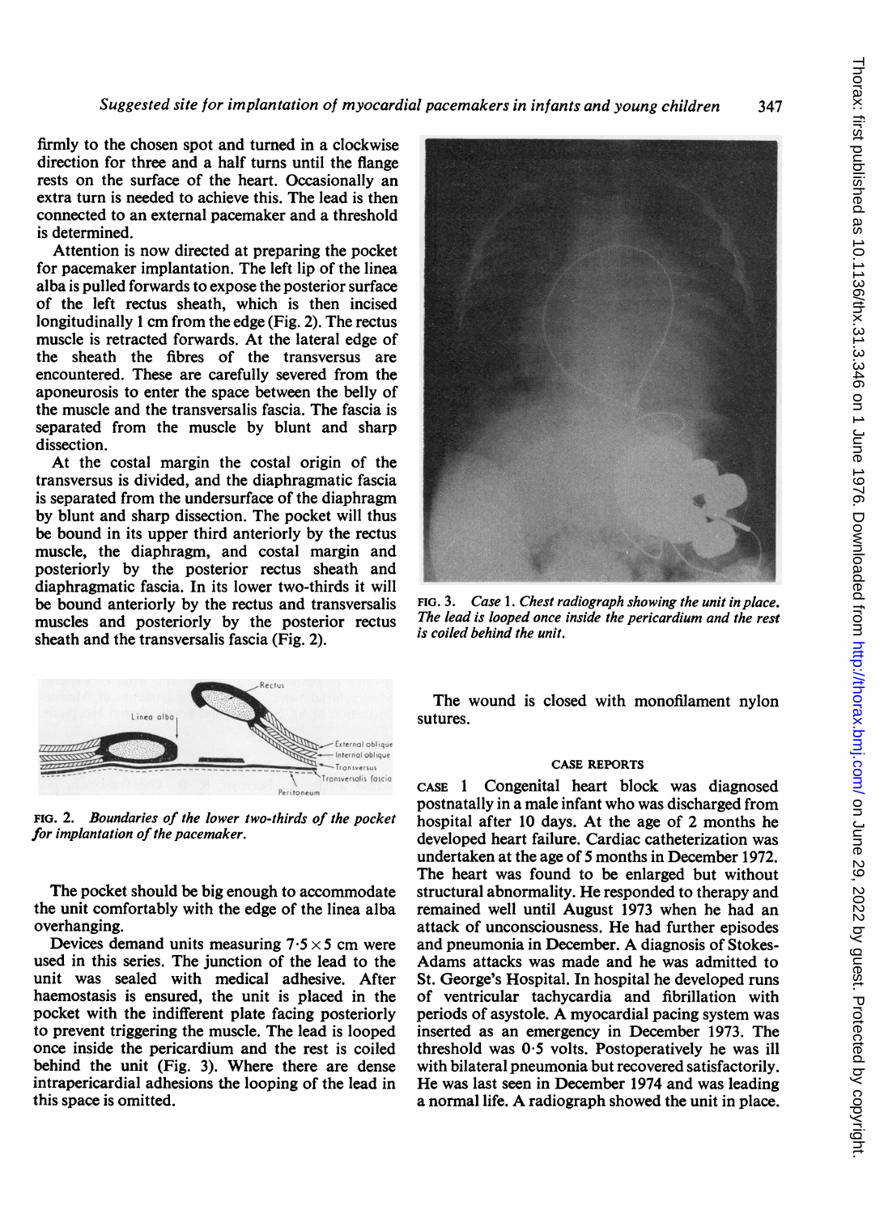firmly to the chosen spot and turned in a clockwise direction for three and a half turns until the flange rests on the surface of the heart. Occasionally an extra turn is needed to achieve this. The lead is then connected to an external pacemaker and a threshold is determined.

Attention is now directed at preparing the pocket for pacemaker implantation. The left lip of the linea alba is pulled forwards to expose the posterior surface of the left rectus sheath, which is then incised longitudinally 1 cm from the edge (Fig. 2). The rectus muscle is retracted forwards. At the lateral edge of the sheath the fibres of the transversus are encountered. These are carefully severed from the aponeurosis to enter the space between the belly of the muscle and the transversalis fascia. The fascia is separated from the muscle by blunt and sharp dissection.

At the costal margin the costal origin of the transversus is divided, and the diaphragmatic fascia is separated from the undersurface of the diaphragm by blunt and sharp dissection. The pocket will thus be bound in its upper third anteriorly by the rectus muscle, the diaphragm, and costal margin and posteriorly by the posterior rectus sheath and diaphragmatic fascia. In its lower two-thirds it will be bound anteriorly by the rectus and transversalis muscles and posteriorly by the posterior rectus sheath and the transversalis fascia (Fig. 2).

FIG. 2. *Boundaries of the lower two-thirds of the pocket for implantation of the pacemaker.*

The pocket should be big enough to accommodate the unit comfortably with the edge of the linea alba overhanging.

Devices demand units measuring $7 \cdot 5 \times 5$ cm were used in this series. The junction of the lead to the unit was sealed with medical adhesive. After haemostasis is ensured, the unit is placed in the pocket with the indifferent plate facing posteriorly to prevent triggering the muscle. The lead is looped once inside the pericardium and the rest is coiled behind the unit (Fig. 3). Where there are dense intrapericardial adhesions the looping of the lead in this space is omitted.

FIG. 3. *Case 1. Chest radiograph showing the unit in place. The lead is looped once inside the pericardium and the rest is coiled behind the unit.*

The wound is closed with monofilament nylon sutures.

## CASE REPORTS

CASE 1 Congenital heart block was diagnosed postnatally in a male infant who was discharged from hospital after 10 days. At the age of 2 months he developed heart failure. Cardiac catheterization was undertaken at the age of 5 months in December 1972. The heart was found to be enlarged but without structural abnormality. He responded to therapy and remained well until August 1973 when he had an attack of unconsciousness. He had further episodes and pneumonia in December. A diagnosis of Stokes-Adams attacks was made and he was admitted to St. George's Hospital. In hospital he developed runs of ventricular tachycardia and fibrillation with periods of asystole. A myocardial pacing system was inserted as an emergency in December 1973. The threshold was 0·5 volts. Postoperatively he was ill with bilateral pneumonia but recovered satisfactorily. He was last seen in December 1974 and was leading a normal life. A radiograph showed the unit in place.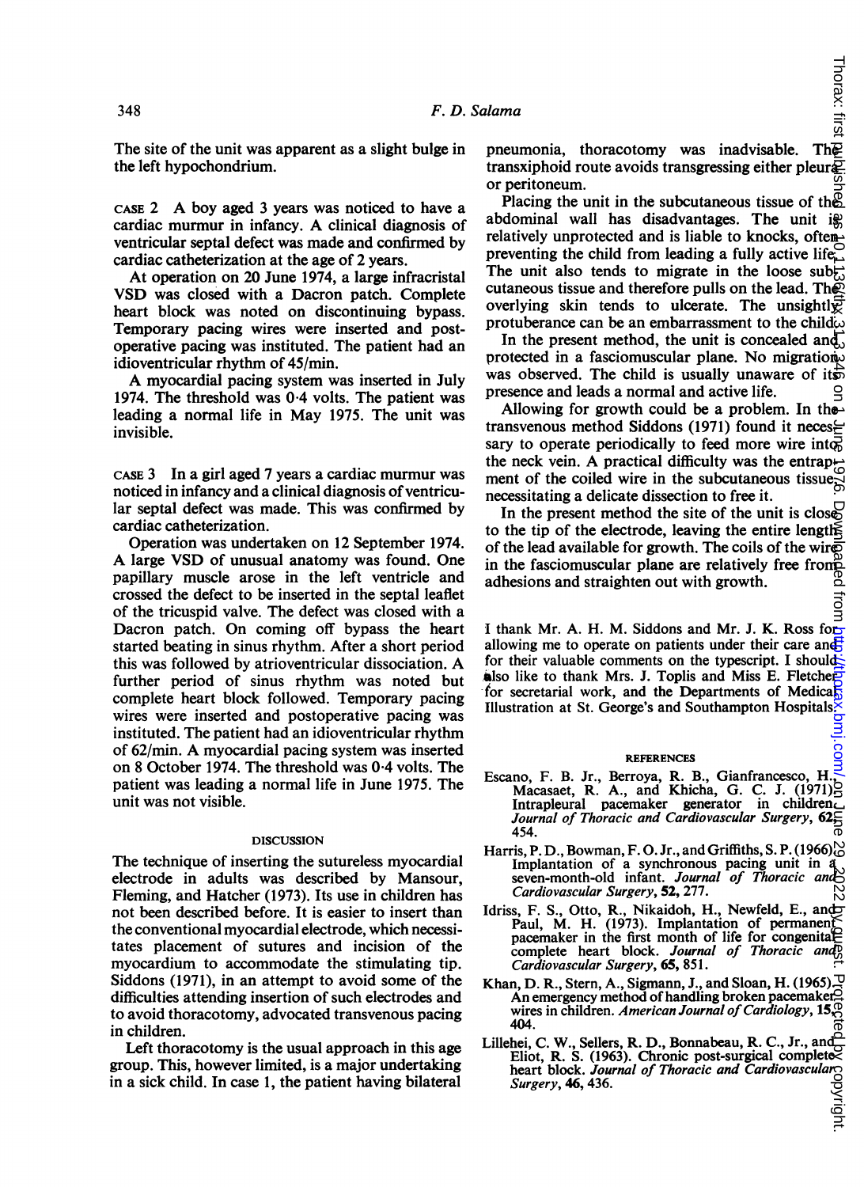The site of the unit was apparent as a slight bulge in the left hypochondrium.

CASE 2 A boy aged 3 years was noticed to have a cardiac murmur in infancy. A clinical diagnosis of ventricular septal defect was made and confirmed by cardiac catheterization at the age of 2 years.

At operation on 20 June 1974, a large infracristal VSD was closed with a Dacron patch. Complete heart block was noted on discontinuing bypass. Temporary pacing wires were inserted and postoperative pacing was instituted. The patient had an idioventricular rhythm of 45/min.

A myocardial pacing system was inserted in July 1974. The threshold was 0·4 volts. The patient was leading a normal life in May 1975. The unit was invisible.

CASE 3 In a girl aged 7 years a cardiac murmur was noticed in infancy and a clinical diagnosis of ventricular septal defect was made. This was confirmed by cardiac catheterization.

Operation was undertaken on 12 September 1974. A large VSD of unusual anatomy was found. One papillary muscle arose in the left ventricle and crossed the defect to be inserted in the septal leaflet of the tricuspid valve. The defect was closed with a Dacron patch. On coming off bypass the heart started beating in sinus rhythm. After a short period this was followed by atrioventricular dissociation. A further period of sinus rhythm was noted but complete heart block followed. Temporary pacing wires were inserted and postoperative pacing was instituted. The patient had an idioventricular rhythm of 62/min. A myocardial pacing system was inserted on 8 October 1974. The threshold was 0·4 volts. The patient was leading a normal life in June 1975. The unit was not visible.

## DISCUSSION

The technique of inserting the sutureless myocardial electrode in adults was described by Mansour, Fleming, and Hatcher (1973). Its use in children has not been described before. It is easier to insert than the conventional myocardial electrode, which necessitates placement of sutures and incision of the myocardium to accommodate the stimulating tip. Siddons (1971), in an attempt to avoid some of the difficulties attending insertion of such electrodes and to avoid thoracotomy, advocated transvenous pacing in children.

Left thoracotomy is the usual approach in this age group. This, however limited, is a major undertaking in a sick child. In case 1, the patient having bilateral pneumonia, thoracotomy was inadvisable. The transxiphoid route avoids transgressing either pleura or peritoneum.

Placing the unit in the subcutaneous tissue of the abdominal wall has disadvantages. The unit is relatively unprotected and is liable to knocks, often preventing the child from leading a fully active life. The unit also tends to migrate in the loose subcutaneous tissue and therefore pulls on the lead. The overlying skin tends to ulcerate. The unsightly protuberance can be an embarrassment to the child.

In the present method, the unit is concealed and protected in a fasciomuscular plane. No migration was observed. The child is usually unaware of its presence and leads a normal and active life.

Allowing for growth could be a problem. In the transvenous method Siddons (1971) found it necessary to operate periodically to feed more wire into the neck vein. A practical difficulty was the entrapment of the coiled wire in the subcutaneous tissue, necessitating a delicate dissection to free it.

In the present method the site of the unit is close to the tip of the electrode, leaving the entire length of the lead available for growth. The coils of the wire in the fasciomuscular plane are relatively free from adhesions and straighten out with growth.

I thank Mr. A. H. M. Siddons and Mr. J. K. Ross for allowing me to operate on patients under their care and for their valuable comments on the typescript. I should also like to thank Mrs. J. Toplis and Miss E. Fletcher for secretarial work, and the Departments of Medical Illustration at St. George's and Southampton Hospitals.

## REFERENCES

Escano, F. B. Jr., Berroya, R. B., Gianfrancesco, H., Macasaet, R. A., and Khicha, G. C. J. (1971). Intrapleural pacemaker generator in children. *Journal of Thoracic and Cardiovascular Surgery*, **62**, 454.

Harris, P. D., Bowman, F. O. Jr., and Griffiths, S. P. (1966). Implantation of a synchronous pacing unit in a seven-month-old infant. *Journal of Thoracic and Cardiovascular Surgery*, **52**, 277.

Idriss, F. S., Otto, R., Nikaidoh, H., Newfeld, E., and Paul, M. H. (1973). Implantation of permanent pacemaker in the first month of life for congenital complete heart block. *Journal of Thoracic and Cardiovascular Surgery*, **65**, 851.

Khan, D. R., Stern, A., Sigmann, J., and Sloan, H. (1965). An emergency method of handling broken pacemaker wires in children. *American Journal of Cardiology*, **15**, 404.

Lillehei, C. W., Sellers, R. D., Bonnabeau, R. C., Jr., and Eliot, R. S. (1963). Chronic post-surgical complete heart block. *Journal of Thoracic and Cardiovascular Surgery*, **46**, 436.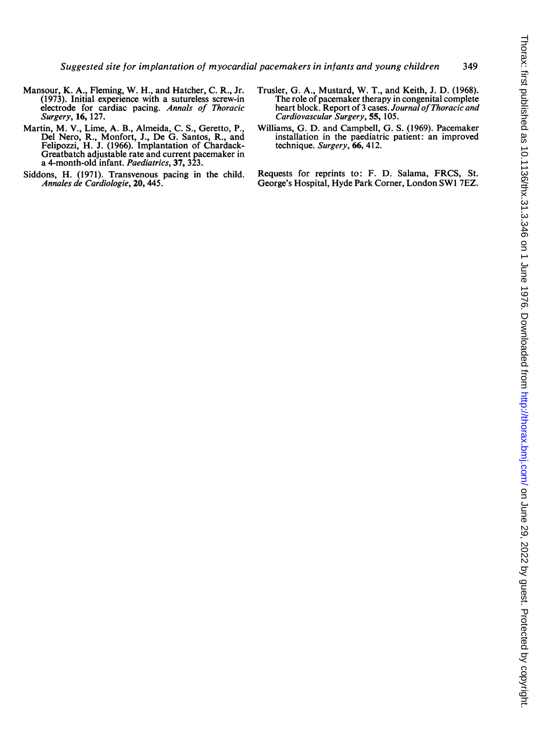Mansour, K. A., Fleming, W. H., and Hatcher, C. R., Jr. (1973). Initial experience with a sutureless screw-in electrode for cardiac pacing. *Annals of Thoracic Surgery*, **16**, 127.

Martin, M. V., Lime, A. B., Almeida, C. S., Geretto, P., Del Nero, R., Monfort, J., De G. Santos, R., and Felipozzi, H. J. (1966). Implantation of Chardack-Greatbatch adjustable rate and current pacemaker in a 4-month-old infant. *Paediatrics*, **37**, 323.

Siddons, H. (1971). Transvenous pacing in the child. *Annales de Cardiologie*, **20**, 445.

Trusler, G. A., Mustard, W. T., and Keith, J. D. (1968). The role of pacemaker therapy in congenital complete heart block. Report of 3 cases. *Journal of Thoracic and Cardiovascular Surgery*, **55**, 105.

Williams, G. D. and Campbell, G. S. (1969). Pacemaker installation in the paediatric patient: an improved technique. *Surgery*, **66**, 412.

Requests for reprints to: F. D. Salama, FRCS, St. George's Hospital, Hyde Park Corner, London SW1 7EZ.